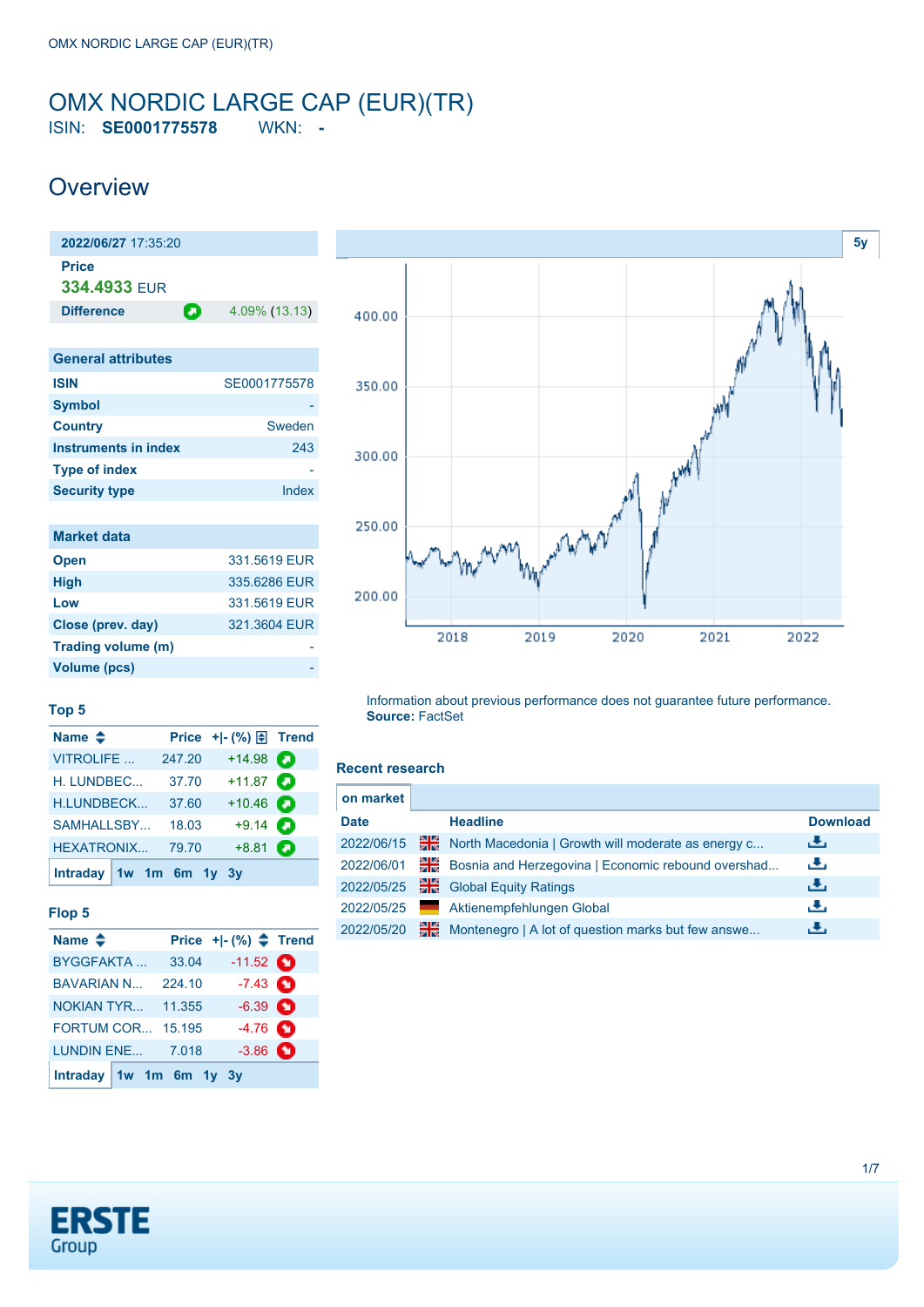# OMX NORDIC LARGE CAP (EUR)(TR)

ISIN: **SE0001775578** WKN: **-**

## Overview

**2022/06/27** 17:35:20

**Price**

**334.4933** EUR

**Difference** 4.09% (13.13)

| General attributes | |
|---|---|
| ISIN | SE0001775578 |
| Symbol | - |
| Country | Sweden |
| Instruments in index | 243 |
| Type of index | - |
| Security type | Index |

| Market data | |
|---|---|
| Open | 331.5619 EUR |
| High | 335.6286 EUR |
| Low | 331.5619 EUR |
| Close (prev. day) | 321.3604 EUR |
| Trading volume (m) | - |
| Volume (pcs) | - |

### Top 5

| Name | Price | +\|- (%) | Trend |
|---|---|---|---|
| VITROLIFE ... | 247.20 | +14.98 | |
| H. LUNDBEC... | 37.70 | +11.87 | |
| H.LUNDBECK... | 37.60 | +10.46 | |
| SAMHALLSBY... | 18.03 | +9.14 | |
| HEXATRONIX... | 79.70 | +8.81 | |

Intraday 1w 1m 6m 1y 3y

### Flop 5

| Name | Price | +\|- (%) | Trend |
|---|---|---|---|
| BYGGFAKTA ... | 33.04 | -11.52 | |
| BAVARIAN N... | 224.10 | -7.43 | |
| NOKIAN TYR... | 11.355 | -6.39 | |
| FORTUM COR... | 15.195 | -4.76 | |
| LUNDIN ENE... | 7.018 | -3.86 | |

Intraday 1w 1m 6m 1y 3y

Information about previous performance does not guarantee future performance.
**Source:** FactSet

### Recent research

on market

| Date | Headline | Download |
|---|---|---|
| 2022/06/15 | North Macedonia \| Growth will moderate as energy c... | |
| 2022/06/01 | Bosnia and Herzegovina \| Economic rebound overshad... | |
| 2022/05/25 | Global Equity Ratings | |
| 2022/05/25 | Aktienempfehlungen Global | |
| 2022/05/20 | Montenegro \| A lot of question marks but few answe... | |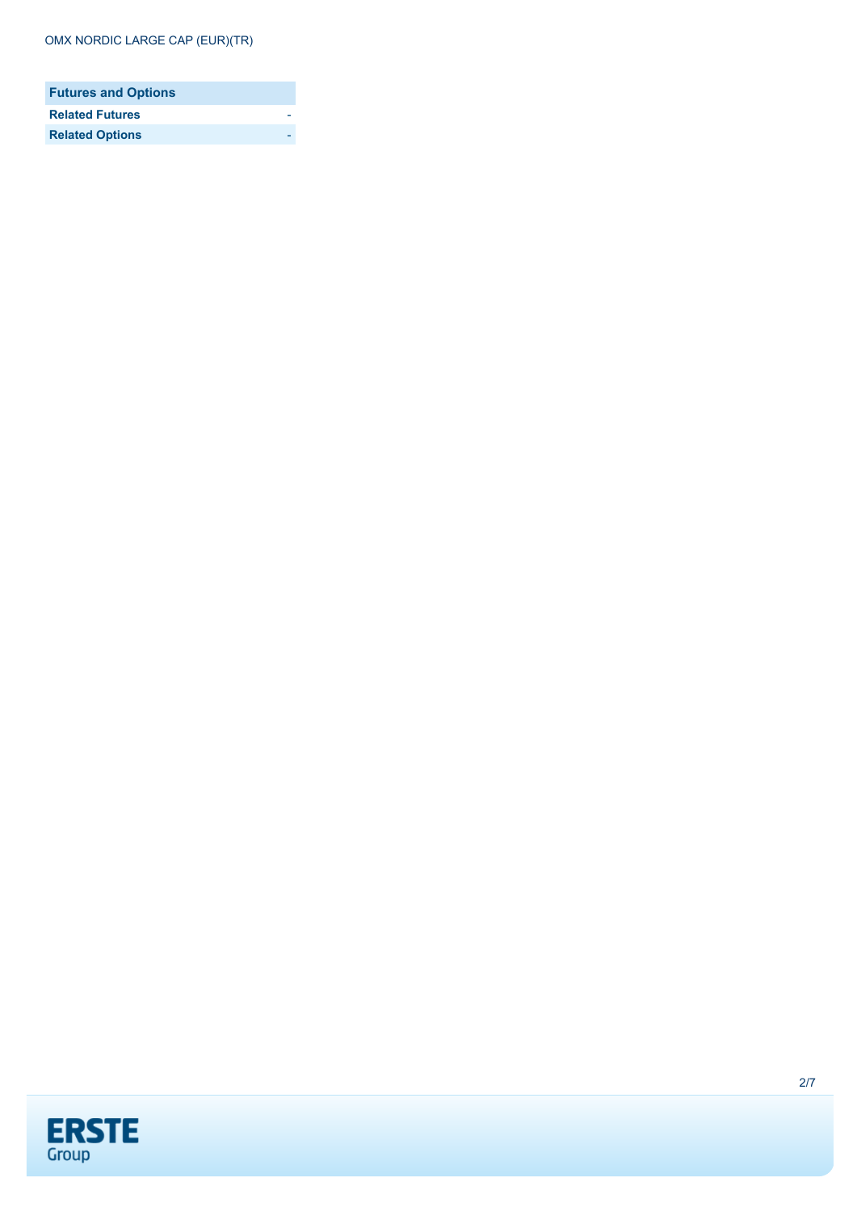| Futures and Options | |
|---|---|
| Related Futures | - |
| Related Options | - |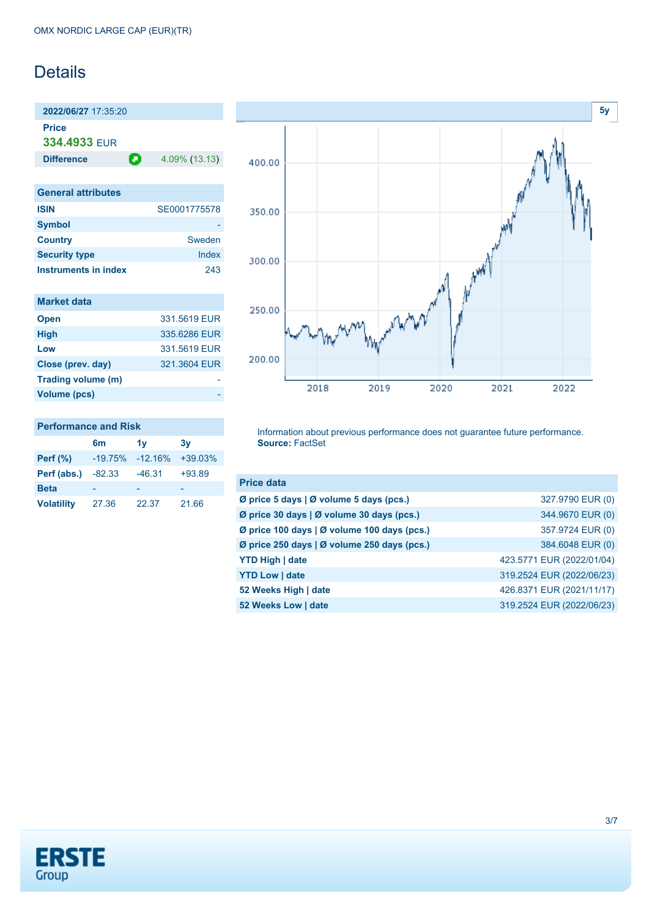OMX NORDIC LARGE CAP (EUR)(TR)

# Details

**2022/06/27** 17:35:20

**Price**
**334.4933** EUR

**Difference** 4.09% (13.13)

| General attributes | |
|---|---|
| **ISIN** | SE0001775578 |
| **Symbol** | - |
| **Country** | Sweden |
| **Security type** | Index |
| **Instruments in index** | 243 |

| Market data | |
|---|---|
| **Open** | 331.5619 EUR |
| **High** | 335.6286 EUR |
| **Low** | 331.5619 EUR |
| **Close (prev. day)** | 321.3604 EUR |
| **Trading volume (m)** | - |
| **Volume (pcs)** | - |

**Performance and Risk**

| | 6m | 1y | 3y |
|---|---|---|---|
| **Perf (%)** | -19.75% | -12.16% | +39.03% |
| **Perf (abs.)** | -82.33 | -46.31 | +93.89 |
| **Beta** | - | - | - |
| **Volatility** | 27.36 | 22.37 | 21.66 |

Information about previous performance does not guarantee future performance.
**Source:** FactSet

| Price data | |
|---|---|
| **Ø price 5 days \| Ø volume 5 days (pcs.)** | 327.9790 EUR (0) |
| **Ø price 30 days \| Ø volume 30 days (pcs.)** | 344.9670 EUR (0) |
| **Ø price 100 days \| Ø volume 100 days (pcs.)** | 357.9724 EUR (0) |
| **Ø price 250 days \| Ø volume 250 days (pcs.)** | 384.6048 EUR (0) |
| **YTD High \| date** | 423.5771 EUR (2022/01/04) |
| **YTD Low \| date** | 319.2524 EUR (2022/06/23) |
| **52 Weeks High \| date** | 426.8371 EUR (2021/11/17) |
| **52 Weeks Low \| date** | 319.2524 EUR (2022/06/23) |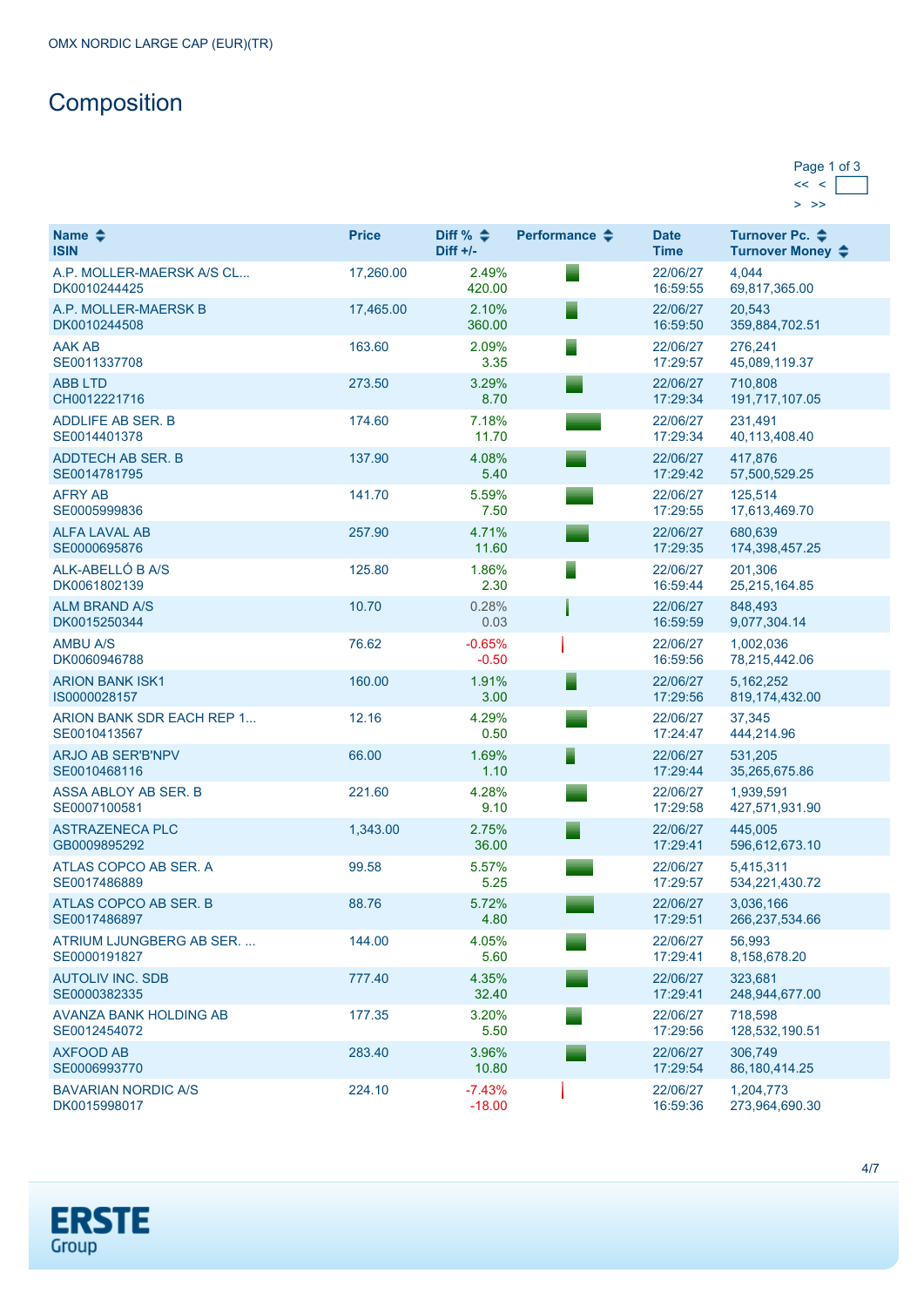OMX NORDIC LARGE CAP (EUR)(TR)

# Composition

Page 1 of 3

| Name<br>ISIN | Price | Diff %<br>Diff +/- | Performance | Date<br>Time | Turnover Pc.<br>Turnover Money |
|---|---|---|---|---|---|
| A.P. MOLLER-MAERSK A/S CL...<br>DK0010244425 | 17,260.00 | 2.49%<br>420.00 | | 22/06/27<br>16:59:55 | 4,044<br>69,817,365.00 |
| A.P. MOLLER-MAERSK B<br>DK0010244508 | 17,465.00 | 2.10%<br>360.00 | | 22/06/27<br>16:59:50 | 20,543<br>359,884,702.51 |
| AAK AB<br>SE0011337708 | 163.60 | 2.09%<br>3.35 | | 22/06/27<br>17:29:57 | 276,241<br>45,089,119.37 |
| ABB LTD<br>CH0012221716 | 273.50 | 3.29%<br>8.70 | | 22/06/27<br>17:29:34 | 710,808<br>191,717,107.05 |
| ADDLIFE AB SER. B<br>SE0014401378 | 174.60 | 7.18%<br>11.70 | | 22/06/27<br>17:29:34 | 231,491<br>40,113,408.40 |
| ADDTECH AB SER. B<br>SE0014781795 | 137.90 | 4.08%<br>5.40 | | 22/06/27<br>17:29:42 | 417,876<br>57,500,529.25 |
| AFRY AB<br>SE0005999836 | 141.70 | 5.59%<br>7.50 | | 22/06/27<br>17:29:55 | 125,514<br>17,613,469.70 |
| ALFA LAVAL AB<br>SE0000695876 | 257.90 | 4.71%<br>11.60 | | 22/06/27<br>17:29:35 | 680,639<br>174,398,457.25 |
| ALK-ABELLÓ B A/S<br>DK0061802139 | 125.80 | 1.86%<br>2.30 | | 22/06/27<br>16:59:44 | 201,306<br>25,215,164.85 |
| ALM BRAND A/S<br>DK0015250344 | 10.70 | 0.28%<br>0.03 | | 22/06/27<br>16:59:59 | 848,493<br>9,077,304.14 |
| AMBU A/S<br>DK0060946788 | 76.62 | -0.65%<br>-0.50 | | 22/06/27<br>16:59:56 | 1,002,036<br>78,215,442.06 |
| ARION BANK ISK1<br>IS0000028157 | 160.00 | 1.91%<br>3.00 | | 22/06/27<br>17:29:56 | 5,162,252<br>819,174,432.00 |
| ARION BANK SDR EACH REP 1...<br>SE0010413567 | 12.16 | 4.29%<br>0.50 | | 22/06/27<br>17:24:47 | 37,345<br>444,214.96 |
| ARJO AB SER'B'NPV<br>SE0010468116 | 66.00 | 1.69%<br>1.10 | | 22/06/27<br>17:29:44 | 531,205<br>35,265,675.86 |
| ASSA ABLOY AB SER. B<br>SE0007100581 | 221.60 | 4.28%<br>9.10 | | 22/06/27<br>17:29:58 | 1,939,591<br>427,571,931.90 |
| ASTRAZENECA PLC<br>GB0009895292 | 1,343.00 | 2.75%<br>36.00 | | 22/06/27<br>17:29:41 | 445,005<br>596,612,673.10 |
| ATLAS COPCO AB SER. A<br>SE0017486889 | 99.58 | 5.57%<br>5.25 | | 22/06/27<br>17:29:57 | 5,415,311<br>534,221,430.72 |
| ATLAS COPCO AB SER. B<br>SE0017486897 | 88.76 | 5.72%<br>4.80 | | 22/06/27<br>17:29:51 | 3,036,166<br>266,237,534.66 |
| ATRIUM LJUNGBERG AB SER. ...<br>SE0000191827 | 144.00 | 4.05%<br>5.60 | | 22/06/27<br>17:29:41 | 56,993<br>8,158,678.20 |
| AUTOLIV INC. SDB<br>SE0000382335 | 777.40 | 4.35%<br>32.40 | | 22/06/27<br>17:29:41 | 323,681<br>248,944,677.00 |
| AVANZA BANK HOLDING AB<br>SE0012454072 | 177.35 | 3.20%<br>5.50 | | 22/06/27<br>17:29:56 | 718,598<br>128,532,190.51 |
| AXFOOD AB<br>SE0006993770 | 283.40 | 3.96%<br>10.80 | | 22/06/27<br>17:29:54 | 306,749<br>86,180,414.25 |
| BAVARIAN NORDIC A/S<br>DK0015998017 | 224.10 | -7.43%<br>-18.00 | | 22/06/27<br>16:59:36 | 1,204,773<br>273,964,690.30 |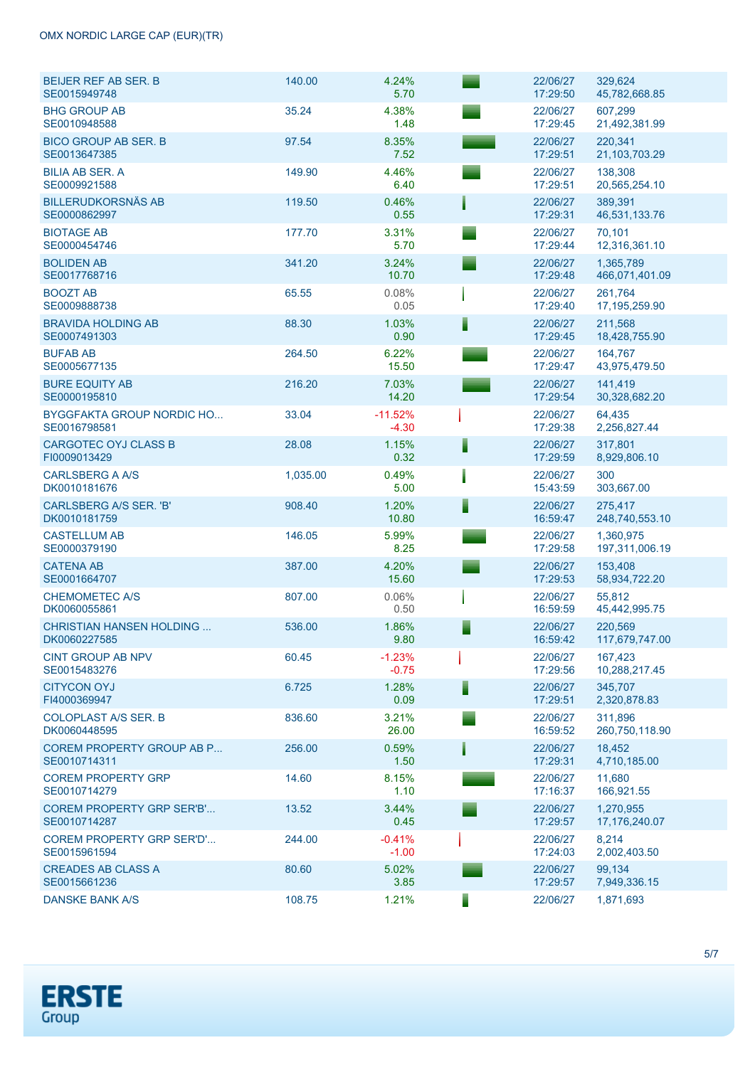OMX NORDIC LARGE CAP (EUR)(TR)

| Name / ISIN | Last | Change % / Change | | Date / Time | Volume / Turnover |
|---|---|---|---|---|---|
| BEIJER REF AB SER. B<br>SE0015949748 | 140.00 | 4.24%<br>5.70 | | 22/06/27<br>17:29:50 | 329,624<br>45,782,668.85 |
| BHG GROUP AB<br>SE0010948588 | 35.24 | 4.38%<br>1.48 | | 22/06/27<br>17:29:45 | 607,299<br>21,492,381.99 |
| BICO GROUP AB SER. B<br>SE0013647385 | 97.54 | 8.35%<br>7.52 | | 22/06/27<br>17:29:51 | 220,341<br>21,103,703.29 |
| BILIA AB SER. A<br>SE0009921588 | 149.90 | 4.46%<br>6.40 | | 22/06/27<br>17:29:51 | 138,308<br>20,565,254.10 |
| BILLERUDKORSNÄS AB<br>SE0000862997 | 119.50 | 0.46%<br>0.55 | | 22/06/27<br>17:29:31 | 389,391<br>46,531,133.76 |
| BIOTAGE AB<br>SE0000454746 | 177.70 | 3.31%<br>5.70 | | 22/06/27<br>17:29:44 | 70,101<br>12,316,361.10 |
| BOLIDEN AB<br>SE0017768716 | 341.20 | 3.24%<br>10.70 | | 22/06/27<br>17:29:48 | 1,365,789<br>466,071,401.09 |
| BOOZT AB<br>SE0009888738 | 65.55 | 0.08%<br>0.05 | | 22/06/27<br>17:29:40 | 261,764<br>17,195,259.90 |
| BRAVIDA HOLDING AB<br>SE0007491303 | 88.30 | 1.03%<br>0.90 | | 22/06/27<br>17:29:45 | 211,568<br>18,428,755.90 |
| BUFAB AB<br>SE0005677135 | 264.50 | 6.22%<br>15.50 | | 22/06/27<br>17:29:47 | 164,767<br>43,975,479.50 |
| BURE EQUITY AB<br>SE0000195810 | 216.20 | 7.03%<br>14.20 | | 22/06/27<br>17:29:54 | 141,419<br>30,328,682.20 |
| BYGGFAKTA GROUP NORDIC HO...<br>SE0016798581 | 33.04 | -11.52%<br>-4.30 | | 22/06/27<br>17:29:38 | 64,435<br>2,256,827.44 |
| CARGOTEC OYJ CLASS B<br>FI0009013429 | 28.08 | 1.15%<br>0.32 | | 22/06/27<br>17:29:59 | 317,801<br>8,929,806.10 |
| CARLSBERG A A/S<br>DK0010181676 | 1,035.00 | 0.49%<br>5.00 | | 22/06/27<br>15:43:59 | 300<br>303,667.00 |
| CARLSBERG A/S SER. 'B'<br>DK0010181759 | 908.40 | 1.20%<br>10.80 | | 22/06/27<br>16:59:47 | 275,417<br>248,740,553.10 |
| CASTELLUM AB<br>SE0000379190 | 146.05 | 5.99%<br>8.25 | | 22/06/27<br>17:29:58 | 1,360,975<br>197,311,006.19 |
| CATENA AB<br>SE0001664707 | 387.00 | 4.20%<br>15.60 | | 22/06/27<br>17:29:53 | 153,408<br>58,934,722.20 |
| CHEMOMETEC A/S<br>DK0060055861 | 807.00 | 0.06%<br>0.50 | | 22/06/27<br>16:59:59 | 55,812<br>45,442,995.75 |
| CHRISTIAN HANSEN HOLDING ...<br>DK0060227585 | 536.00 | 1.86%<br>9.80 | | 22/06/27<br>16:59:42 | 220,569<br>117,679,747.00 |
| CINT GROUP AB NPV<br>SE0015483276 | 60.45 | -1.23%<br>-0.75 | | 22/06/27<br>17:29:56 | 167,423<br>10,288,217.45 |
| CITYCON OYJ<br>FI4000369947 | 6.725 | 1.28%<br>0.09 | | 22/06/27<br>17:29:51 | 345,707<br>2,320,878.83 |
| COLOPLAST A/S SER. B<br>DK0060448595 | 836.60 | 3.21%<br>26.00 | | 22/06/27<br>16:59:52 | 311,896<br>260,750,118.90 |
| COREM PROPERTY GROUP AB P...<br>SE0010714311 | 256.00 | 0.59%<br>1.50 | | 22/06/27<br>17:29:31 | 18,452<br>4,710,185.00 |
| COREM PROPERTY GRP<br>SE0010714279 | 14.60 | 8.15%<br>1.10 | | 22/06/27<br>17:16:37 | 11,680<br>166,921.55 |
| COREM PROPERTY GRP SER'B'...<br>SE0010714287 | 13.52 | 3.44%<br>0.45 | | 22/06/27<br>17:29:57 | 1,270,955<br>17,176,240.07 |
| COREM PROPERTY GRP SER'D'...<br>SE0015961594 | 244.00 | -0.41%<br>-1.00 | | 22/06/27<br>17:24:03 | 8,214<br>2,002,403.50 |
| CREADES AB CLASS A<br>SE0015661236 | 80.60 | 5.02%<br>3.85 | | 22/06/27<br>17:29:57 | 99,134<br>7,949,336.15 |
| DANSKE BANK A/S | 108.75 | 1.21% | | 22/06/27 | 1,871,693 |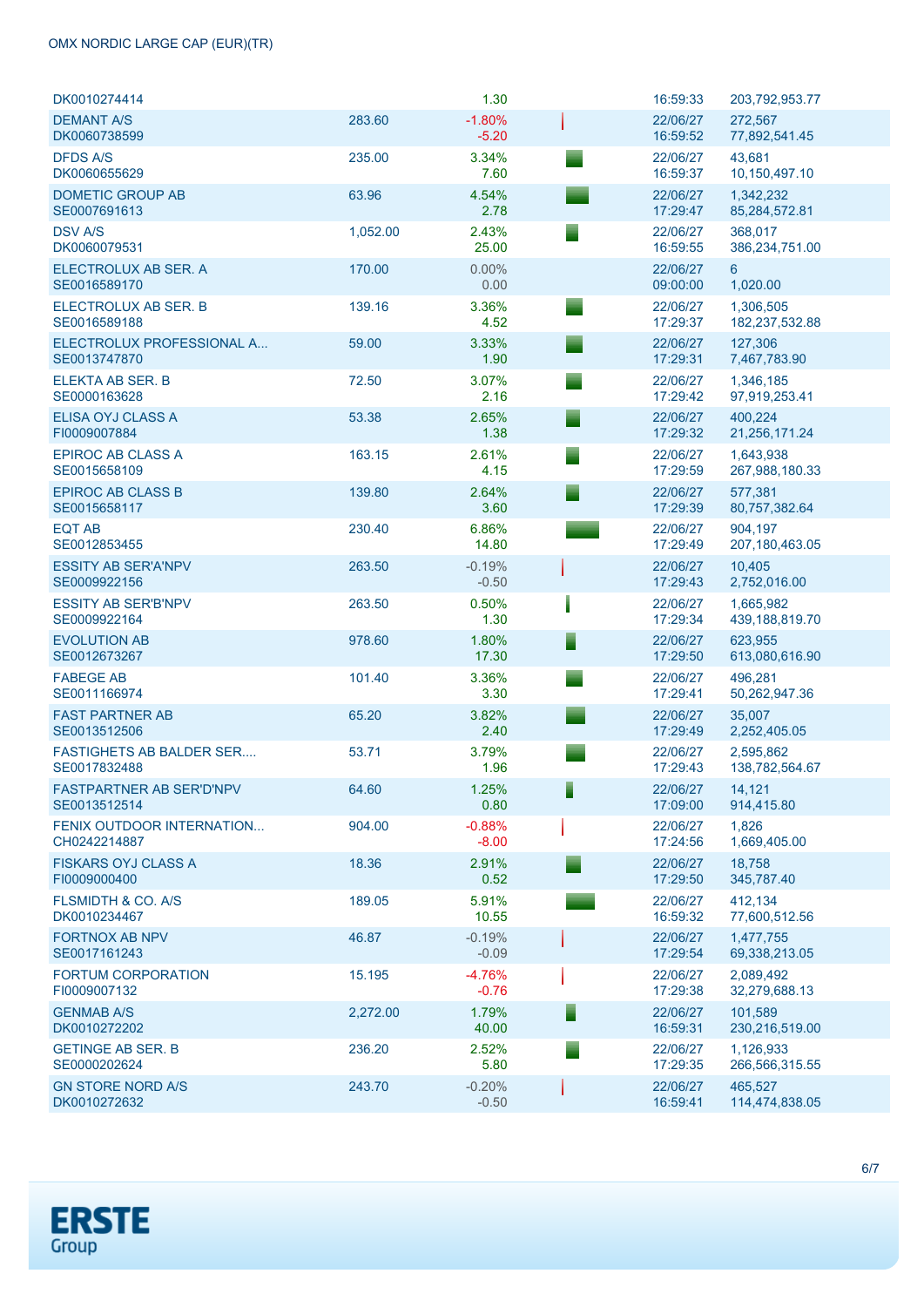| | | | | | |
|---|---|---|---|---|---|
| DK0010274414 | | 1.30 | | 16:59:33 | 203,792,953.77 |
| DEMANT A/S<br>DK0060738599 | 283.60 | -1.80%<br>-5.20 | | 22/06/27<br>16:59:52 | 272,567<br>77,892,541.45 |
| DFDS A/S<br>DK0060655629 | 235.00 | 3.34%<br>7.60 | | 22/06/27<br>16:59:37 | 43,681<br>10,150,497.10 |
| DOMETIC GROUP AB<br>SE0007691613 | 63.96 | 4.54%<br>2.78 | | 22/06/27<br>17:29:47 | 1,342,232<br>85,284,572.81 |
| DSV A/S<br>DK0060079531 | 1,052.00 | 2.43%<br>25.00 | | 22/06/27<br>16:59:55 | 368,017<br>386,234,751.00 |
| ELECTROLUX AB SER. A<br>SE0016589170 | 170.00 | 0.00%<br>0.00 | | 22/06/27<br>09:00:00 | 6<br>1,020.00 |
| ELECTROLUX AB SER. B<br>SE0016589188 | 139.16 | 3.36%<br>4.52 | | 22/06/27<br>17:29:37 | 1,306,505<br>182,237,532.88 |
| ELECTROLUX PROFESSIONAL A...<br>SE0013747870 | 59.00 | 3.33%<br>1.90 | | 22/06/27<br>17:29:31 | 127,306<br>7,467,783.90 |
| ELEKTA AB SER. B<br>SE0000163628 | 72.50 | 3.07%<br>2.16 | | 22/06/27<br>17:29:42 | 1,346,185<br>97,919,253.41 |
| ELISA OYJ CLASS A<br>FI0009007884 | 53.38 | 2.65%<br>1.38 | | 22/06/27<br>17:29:32 | 400,224<br>21,256,171.24 |
| EPIROC AB CLASS A<br>SE0015658109 | 163.15 | 2.61%<br>4.15 | | 22/06/27<br>17:29:59 | 1,643,938<br>267,988,180.33 |
| EPIROC AB CLASS B<br>SE0015658117 | 139.80 | 2.64%<br>3.60 | | 22/06/27<br>17:29:39 | 577,381<br>80,757,382.64 |
| EQT AB<br>SE0012853455 | 230.40 | 6.86%<br>14.80 | | 22/06/27<br>17:29:49 | 904,197<br>207,180,463.05 |
| ESSITY AB SER'A'NPV<br>SE0009922156 | 263.50 | -0.19%<br>-0.50 | | 22/06/27<br>17:29:43 | 10,405<br>2,752,016.00 |
| ESSITY AB SER'B'NPV<br>SE0009922164 | 263.50 | 0.50%<br>1.30 | | 22/06/27<br>17:29:34 | 1,665,982<br>439,188,819.70 |
| EVOLUTION AB<br>SE0012673267 | 978.60 | 1.80%<br>17.30 | | 22/06/27<br>17:29:50 | 623,955<br>613,080,616.90 |
| FABEGE AB<br>SE0011166974 | 101.40 | 3.36%<br>3.30 | | 22/06/27<br>17:29:41 | 496,281<br>50,262,947.36 |
| FAST PARTNER AB<br>SE0013512506 | 65.20 | 3.82%<br>2.40 | | 22/06/27<br>17:29:49 | 35,007<br>2,252,405.05 |
| FASTIGHETS AB BALDER SER....<br>SE0017832488 | 53.71 | 3.79%<br>1.96 | | 22/06/27<br>17:29:43 | 2,595,862<br>138,782,564.67 |
| FASTPARTNER AB SER'D'NPV<br>SE0013512514 | 64.60 | 1.25%<br>0.80 | | 22/06/27<br>17:09:00 | 14,121<br>914,415.80 |
| FENIX OUTDOOR INTERNATION...<br>CH0242214887 | 904.00 | -0.88%<br>-8.00 | | 22/06/27<br>17:24:56 | 1,826<br>1,669,405.00 |
| FISKARS OYJ CLASS A<br>FI0009000400 | 18.36 | 2.91%<br>0.52 | | 22/06/27<br>17:29:50 | 18,758<br>345,787.40 |
| FLSMIDTH & CO. A/S<br>DK0010234467 | 189.05 | 5.91%<br>10.55 | | 22/06/27<br>16:59:32 | 412,134<br>77,600,512.56 |
| FORTNOX AB NPV<br>SE0017161243 | 46.87 | -0.19%<br>-0.09 | | 22/06/27<br>17:29:54 | 1,477,755<br>69,338,213.05 |
| FORTUM CORPORATION<br>FI0009007132 | 15.195 | -4.76%<br>-0.76 | | 22/06/27<br>17:29:38 | 2,089,492<br>32,279,688.13 |
| GENMAB A/S<br>DK0010272202 | 2,272.00 | 1.79%<br>40.00 | | 22/06/27<br>16:59:31 | 101,589<br>230,216,519.00 |
| GETINGE AB SER. B<br>SE0000202624 | 236.20 | 2.52%<br>5.80 | | 22/06/27<br>17:29:35 | 1,126,933<br>266,566,315.55 |
| GN STORE NORD A/S<br>DK0010272632 | 243.70 | -0.20%<br>-0.50 | | 22/06/27<br>16:59:41 | 465,527<br>114,474,838.05 |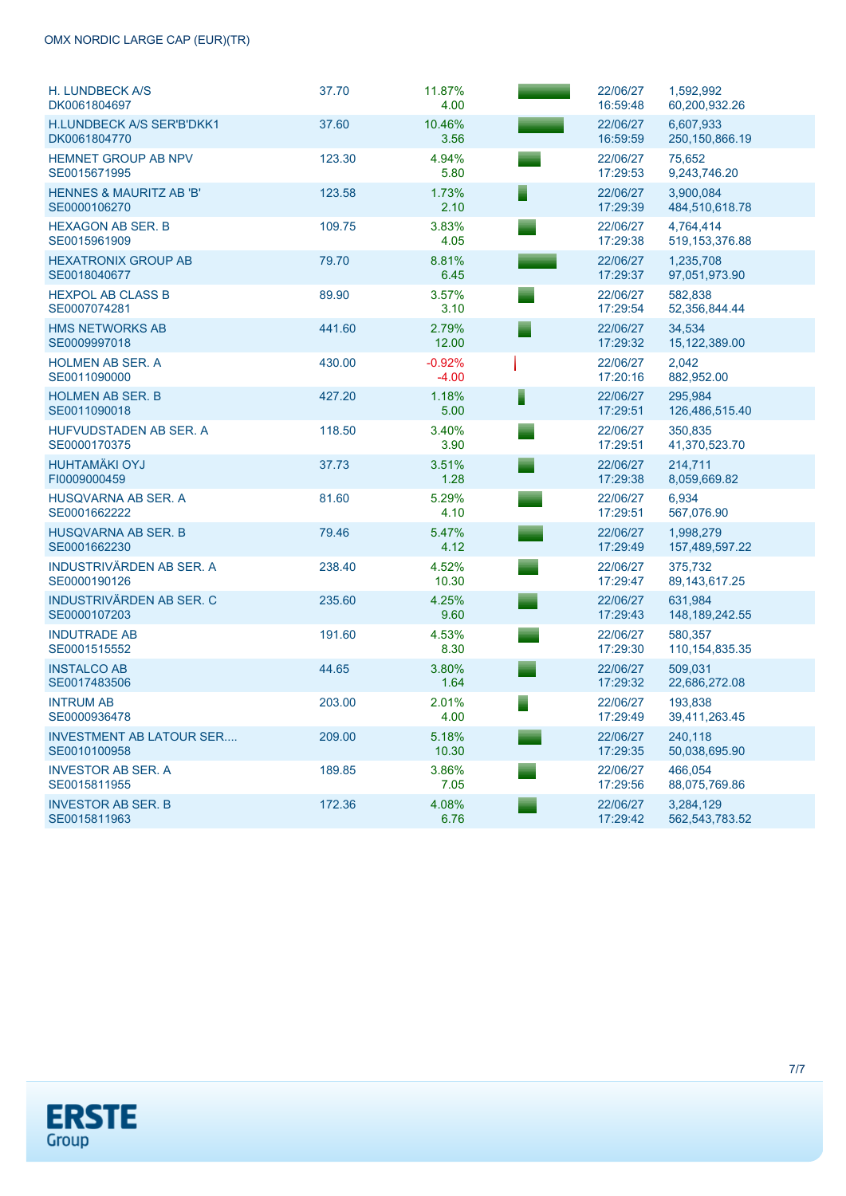| | | | | | |
|---|---|---|---|---|---|
| H. LUNDBECK A/S<br>DK0061804697 | 37.70 | 11.87%<br>4.00 | | 22/06/27<br>16:59:48 | 1,592,992<br>60,200,932.26 |
| H.LUNDBECK A/S SER'B'DKK1<br>DK0061804770 | 37.60 | 10.46%<br>3.56 | | 22/06/27<br>16:59:59 | 6,607,933<br>250,150,866.19 |
| HEMNET GROUP AB NPV<br>SE0015671995 | 123.30 | 4.94%<br>5.80 | | 22/06/27<br>17:29:53 | 75,652<br>9,243,746.20 |
| HENNES & MAURITZ AB 'B'<br>SE0000106270 | 123.58 | 1.73%<br>2.10 | | 22/06/27<br>17:29:39 | 3,900,084<br>484,510,618.78 |
| HEXAGON AB SER. B<br>SE0015961909 | 109.75 | 3.83%<br>4.05 | | 22/06/27<br>17:29:38 | 4,764,414<br>519,153,376.88 |
| HEXATRONIX GROUP AB<br>SE0018040677 | 79.70 | 8.81%<br>6.45 | | 22/06/27<br>17:29:37 | 1,235,708<br>97,051,973.90 |
| HEXPOL AB CLASS B<br>SE0007074281 | 89.90 | 3.57%<br>3.10 | | 22/06/27<br>17:29:54 | 582,838<br>52,356,844.44 |
| HMS NETWORKS AB<br>SE0009997018 | 441.60 | 2.79%<br>12.00 | | 22/06/27<br>17:29:32 | 34,534<br>15,122,389.00 |
| HOLMEN AB SER. A<br>SE0011090000 | 430.00 | -0.92%<br>-4.00 | | 22/06/27<br>17:20:16 | 2,042<br>882,952.00 |
| HOLMEN AB SER. B<br>SE0011090018 | 427.20 | 1.18%<br>5.00 | | 22/06/27<br>17:29:51 | 295,984<br>126,486,515.40 |
| HUFVUDSTADEN AB SER. A<br>SE0000170375 | 118.50 | 3.40%<br>3.90 | | 22/06/27<br>17:29:51 | 350,835<br>41,370,523.70 |
| HUHTAMÄKI OYJ<br>FI0009000459 | 37.73 | 3.51%<br>1.28 | | 22/06/27<br>17:29:38 | 214,711<br>8,059,669.82 |
| HUSQVARNA AB SER. A<br>SE0001662222 | 81.60 | 5.29%<br>4.10 | | 22/06/27<br>17:29:51 | 6,934<br>567,076.90 |
| HUSQVARNA AB SER. B<br>SE0001662230 | 79.46 | 5.47%<br>4.12 | | 22/06/27<br>17:29:49 | 1,998,279<br>157,489,597.22 |
| INDUSTRIVÄRDEN AB SER. A<br>SE0000190126 | 238.40 | 4.52%<br>10.30 | | 22/06/27<br>17:29:47 | 375,732<br>89,143,617.25 |
| INDUSTRIVÄRDEN AB SER. C<br>SE0000107203 | 235.60 | 4.25%<br>9.60 | | 22/06/27<br>17:29:43 | 631,984<br>148,189,242.55 |
| INDUTRADE AB<br>SE0001515552 | 191.60 | 4.53%<br>8.30 | | 22/06/27<br>17:29:30 | 580,357<br>110,154,835.35 |
| INSTALCO AB<br>SE0017483506 | 44.65 | 3.80%<br>1.64 | | 22/06/27<br>17:29:32 | 509,031<br>22,686,272.08 |
| INTRUM AB<br>SE0000936478 | 203.00 | 2.01%<br>4.00 | | 22/06/27<br>17:29:49 | 193,838<br>39,411,263.45 |
| INVESTMENT AB LATOUR SER....<br>SE0010100958 | 209.00 | 5.18%<br>10.30 | | 22/06/27<br>17:29:35 | 240,118<br>50,038,695.90 |
| INVESTOR AB SER. A<br>SE0015811955 | 189.85 | 3.86%<br>7.05 | | 22/06/27<br>17:29:56 | 466,054<br>88,075,769.86 |
| INVESTOR AB SER. B<br>SE0015811963 | 172.36 | 4.08%<br>6.76 | | 22/06/27<br>17:29:42 | 3,284,129<br>562,543,783.52 |